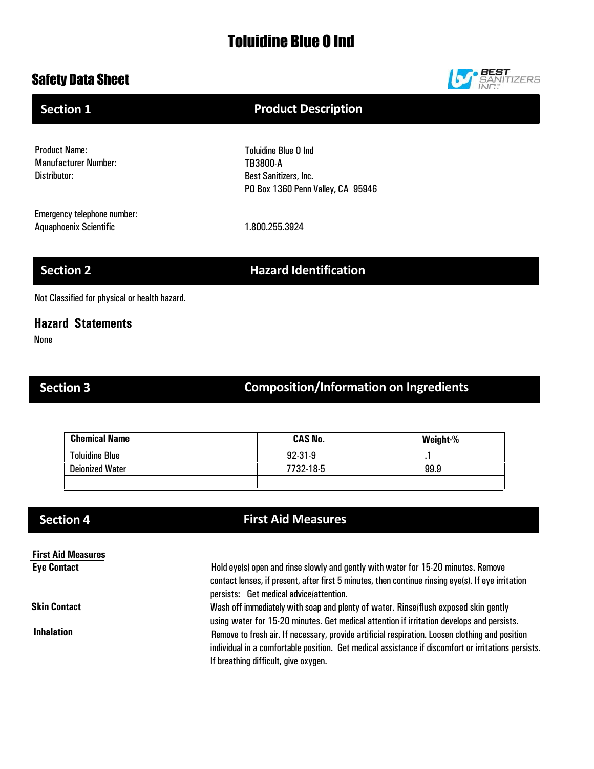# Toluidine Blue O Ind

## Safety Data Sheet

## Section 1 Product Description

Product Name: Toluidine Blue O Ind
Manufacturer Number: TB3800-A
Distributor: Best Sanitizers, Inc.
PO Box 1360 Penn Valley, CA 95946

Emergency telephone number:
Aquaphoenix Scientific 1.800.255.3924

## Section 2 Hazard Identification

Not Classified for physical or health hazard.

### Hazard Statements

None

## Section 3 Composition/Information on Ingredients

| Chemical Name | CAS No. | Weight-% |
|---|---|---|
| Toluidine Blue | 92-31-9 | .1 |
| Deionized Water | 7732-18-5 | 99.9 |
| | | |

## Section 4 First Aid Measures

**First Aid Measures**

**Eye Contact**
Hold eye(s) open and rinse slowly and gently with water for 15-20 minutes. Remove contact lenses, if present, after first 5 minutes, then continue rinsing eye(s). If eye irritation persists: Get medical advice/attention.

**Skin Contact**
Wash off immediately with soap and plenty of water. Rinse/flush exposed skin gently using water for 15-20 minutes. Get medical attention if irritation develops and persists.

**Inhalation**
Remove to fresh air. If necessary, provide artificial respiration. Loosen clothing and position individual in a comfortable position. Get medical assistance if discomfort or irritations persists. If breathing difficult, give oxygen.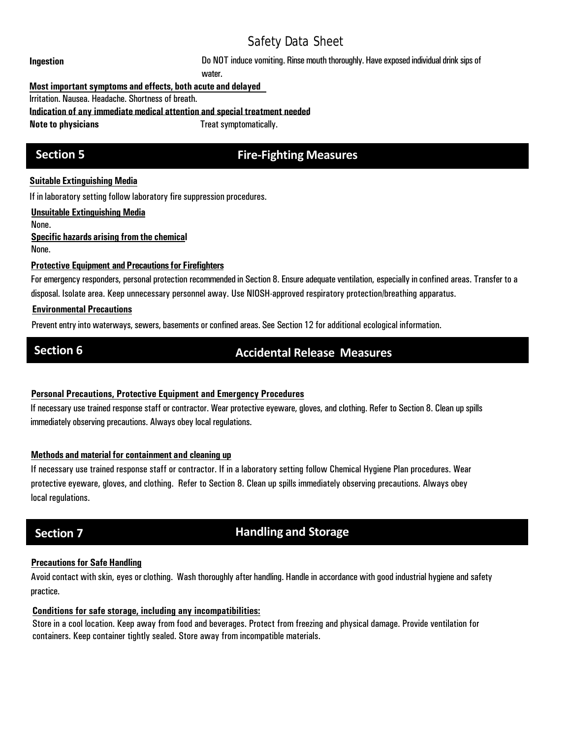**Ingestion** Do NOT induce vomiting. Rinse mouth thoroughly. Have exposed individual drink sips of water.

**Most important symptoms and effects, both acute and delayed**

Irritation. Nausea. Headache. Shortness of breath.

**Indication of any immediate medical attention and special treatment needed**

**Note to physicians** Treat symptomatically.

## Section 5 Fire-Fighting Measures

**Suitable Extinguishing Media**

If in laboratory setting follow laboratory fire suppression procedures.

**Unsuitable Extinguishing Media**

None.

**Specific hazards arising from the chemical**

None.

**Protective Equipment and Precautions for Firefighters**

For emergency responders, personal protection recommended in Section 8. Ensure adequate ventilation, especially in confined areas. Transfer to a disposal. Isolate area. Keep unnecessary personnel away. Use NIOSH-approved respiratory protection/breathing apparatus.

**Environmental Precautions**

Prevent entry into waterways, sewers, basements or confined areas. See Section 12 for additional ecological information.

## Section 6 Accidental Release Measures

**Personal Precautions, Protective Equipment and Emergency Procedures**

If necessary use trained response staff or contractor. Wear protective eyeware, gloves, and clothing. Refer to Section 8. Clean up spills immediately observing precautions. Always obey local regulations.

**Methods and material for containment and cleaning up**

If necessary use trained response staff or contractor. If in a laboratory setting follow Chemical Hygiene Plan procedures. Wear protective eyeware, gloves, and clothing. Refer to Section 8. Clean up spills immediately observing precautions. Always obey local regulations.

## Section 7 Handling and Storage

**Precautions for Safe Handling**

Avoid contact with skin, eyes or clothing. Wash thoroughly after handling. Handle in accordance with good industrial hygiene and safety practice.

**Conditions for safe storage, including any incompatibilities:**

Store in a cool location. Keep away from food and beverages. Protect from freezing and physical damage. Provide ventilation for containers. Keep container tightly sealed. Store away from incompatible materials.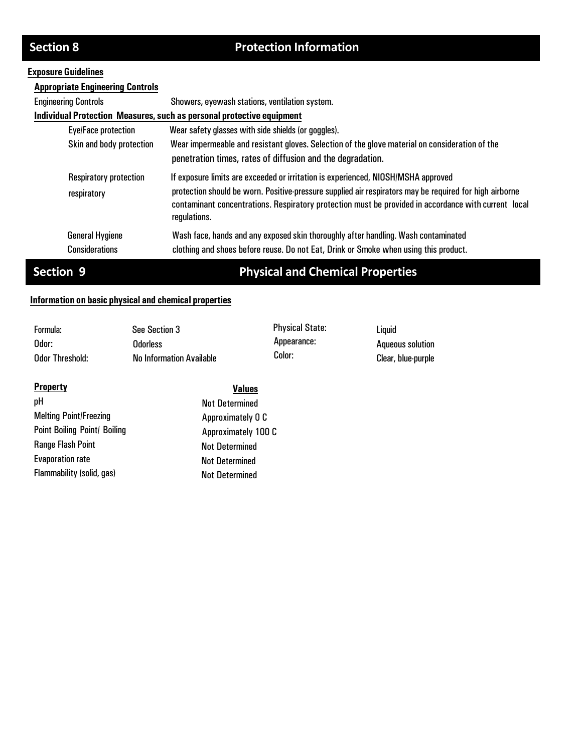## Section 8 Protection Information

**Exposure Guidelines**

**Appropriate Engineering Controls**

| | |
|---|---|
| Engineering Controls | Showers, eyewash stations, ventilation system. |

**Individual Protection Measures, such as personal protective equipment**

| | |
|---|---|
| Eye/Face protection | Wear safety glasses with side shields (or goggles). |
| Skin and body protection | Wear impermeable and resistant gloves. Selection of the glove material on consideration of the penetration times, rates of diffusion and the degradation. |
| Respiratory protection respiratory | If exposure limits are exceeded or irritation is experienced, NIOSH/MSHA approved protection should be worn. Positive-pressure supplied air respirators may be required for high airborne contaminant concentrations. Respiratory protection must be provided in accordance with current local regulations. |
| General Hygiene Considerations | Wash face, hands and any exposed skin thoroughly after handling. Wash contaminated clothing and shoes before reuse. Do not Eat, Drink or Smoke when using this product. |

## Section 9 Physical and Chemical Properties

**Information on basic physical and chemical properties**

| | | | |
|---|---|---|---|
| Formula: | See Section 3 | Physical State: | Liquid |
| Odor: | Odorless | Appearance: | Aqueous solution |
| Odor Threshold: | No Information Available | Color: | Clear, blue-purple |

| **Property** | **Values** |
|---|---|
| pH | Not Determined |
| Melting Point/Freezing | Approximately 0 C |
| Point Boiling Point/ Boiling | Approximately 100 C |
| Range Flash Point | Not Determined |
| Evaporation rate | Not Determined |
| Flammability (solid, gas) | Not Determined |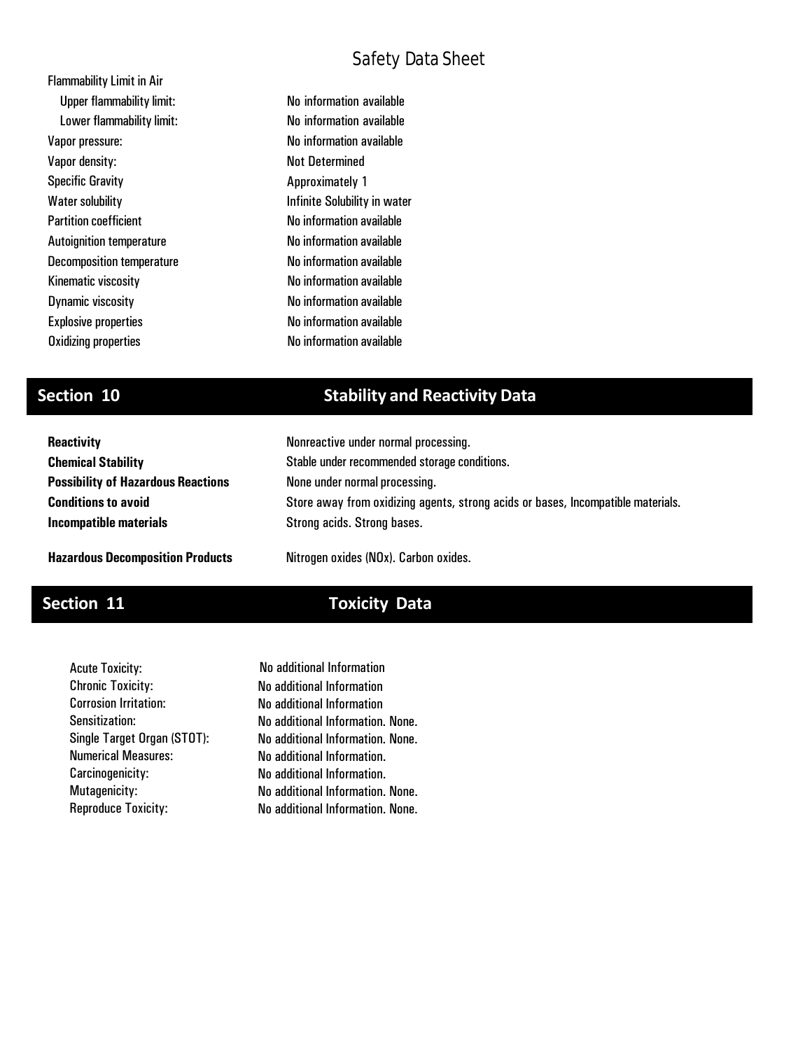| Property | Value |
|---|---|
| Flammability Limit in Air | |
| Upper flammability limit: | No information available |
| Lower flammability limit: | No information available |
| Vapor pressure: | No information available |
| Vapor density: | Not Determined |
| Specific Gravity | Approximately 1 |
| Water solubility | Infinite Solubility in water |
| Partition coefficient | No information available |
| Autoignition temperature | No information available |
| Decomposition temperature | No information available |
| Kinematic viscosity | No information available |
| Dynamic viscosity | No information available |
| Explosive properties | No information available |
| Oxidizing properties | No information available |

## Section 10 — Stability and Reactivity Data

| Item | Details |
|---|---|
| **Reactivity** | Nonreactive under normal processing. |
| **Chemical Stability** | Stable under recommended storage conditions. |
| **Possibility of Hazardous Reactions** | None under normal processing. |
| **Conditions to avoid** | Store away from oxidizing agents, strong acids or bases, Incompatible materials. |
| **Incompatible materials** | Strong acids. Strong bases. |
| **Hazardous Decomposition Products** | Nitrogen oxides (NOx). Carbon oxides. |

## Section 11 — Toxicity Data

| Item | Details |
|---|---|
| Acute Toxicity: | No additional Information |
| Chronic Toxicity: | No additional Information |
| Corrosion Irritation: | No additional Information |
| Sensitization: | No additional Information. None. |
| Single Target Organ (STOT): | No additional Information. None. |
| Numerical Measures: | No additional Information. |
| Carcinogenicity: | No additional Information. |
| Mutagenicity: | No additional Information. None. |
| Reproduce Toxicity: | No additional Information. None. |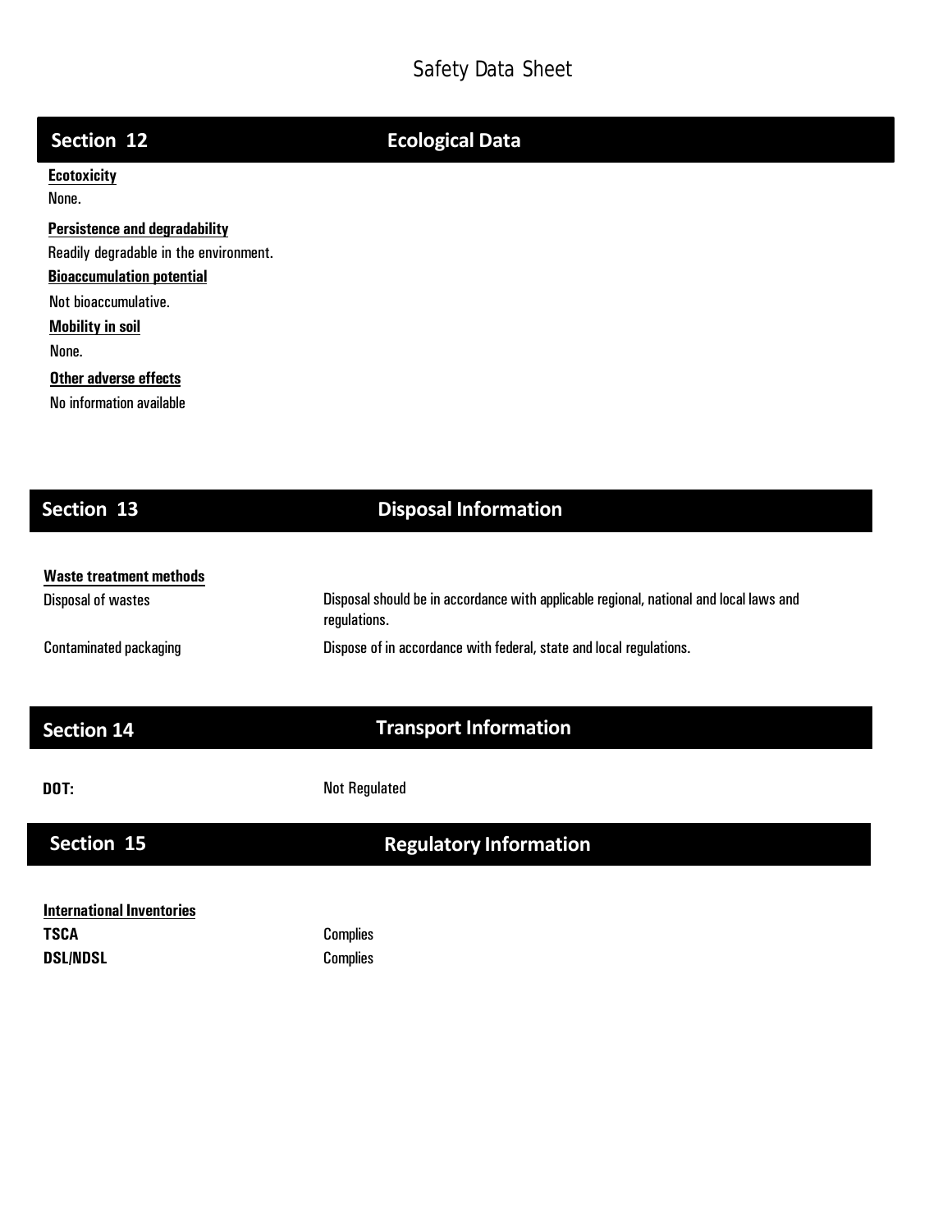Safety Data Sheet

## Section 12 — Ecological Data

**Ecotoxicity**

None.

**Persistence and degradability**

Readily degradable in the environment.

**Bioaccumulation potential**

Not bioaccumulative.

**Mobility in soil**

None.

**Other adverse effects**

No information available

## Section 13 — Disposal Information

**Waste treatment methods**

| | |
|---|---|
| Disposal of wastes | Disposal should be in accordance with applicable regional, national and local laws and regulations. |
| Contaminated packaging | Dispose of in accordance with federal, state and local regulations. |

## Section 14 — Transport Information

| | |
|---|---|
| **DOT:** | Not Regulated |

## Section 15 — Regulatory Information

**International Inventories**

| | |
|---|---|
| **TSCA** | Complies |
| **DSL/NDSL** | Complies |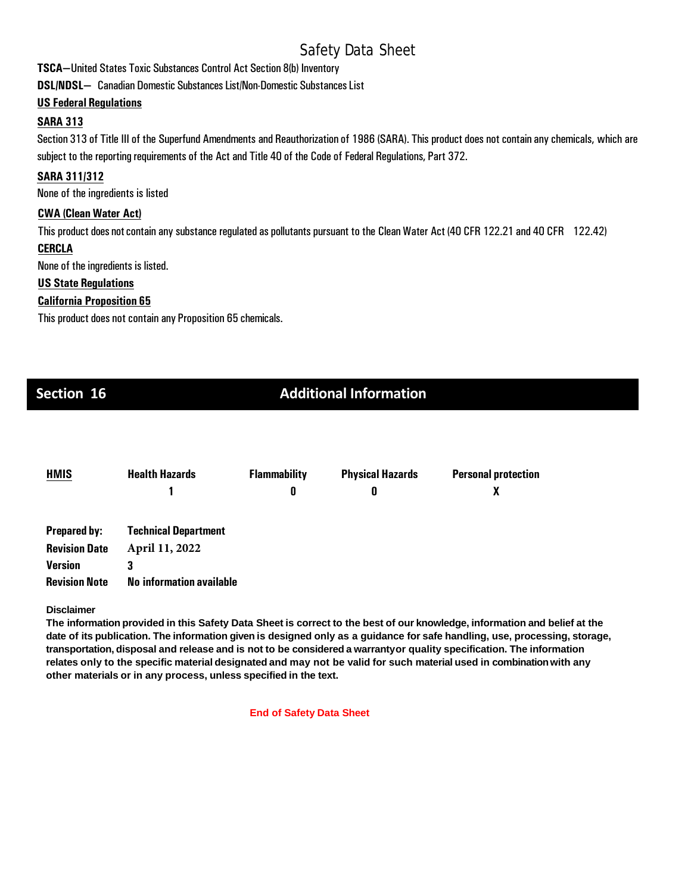**TSCA**—United States Toxic Substances Control Act Section 8(b) Inventory

**DSL/NDSL**— Canadian Domestic Substances List/Non-Domestic Substances List

**US Federal Regulations**

**SARA 313**

Section 313 of Title III of the Superfund Amendments and Reauthorization of 1986 (SARA). This product does not contain any chemicals, which are subject to the reporting requirements of the Act and Title 40 of the Code of Federal Regulations, Part 372.

**SARA 311/312**

None of the ingredients is listed

**CWA (Clean Water Act)**

This product does not contain any substance regulated as pollutants pursuant to the Clean Water Act (40 CFR 122.21 and 40 CFR 122.42)

**CERCLA**

None of the ingredients is listed.

**US State Regulations**

**California Proposition 65**

This product does not contain any Proposition 65 chemicals.

## Section 16 Additional Information

| HMIS | Health Hazards | Flammability | Physical Hazards | Personal protection |
|---|---|---|---|---|
| | 1 | 0 | 0 | X |

| | |
|---|---|
| **Prepared by:** | **Technical Department** |
| **Revision Date** | April 11, 2022 |
| **Version** | **3** |
| **Revision Note** | **No information available** |

**Disclaimer**

**The information provided in this Safety Data Sheet is correct to the best of our knowledge, information and belief at the date of its publication. The information given is designed only as a guidance for safe handling, use, processing, storage, transportation, disposal and release and is not to be considered a warrantyor quality specification. The information relates only to the specific material designated and may not be valid for such material used in combination with any other materials or in any process, unless specified in the text.**

**End of Safety Data Sheet**